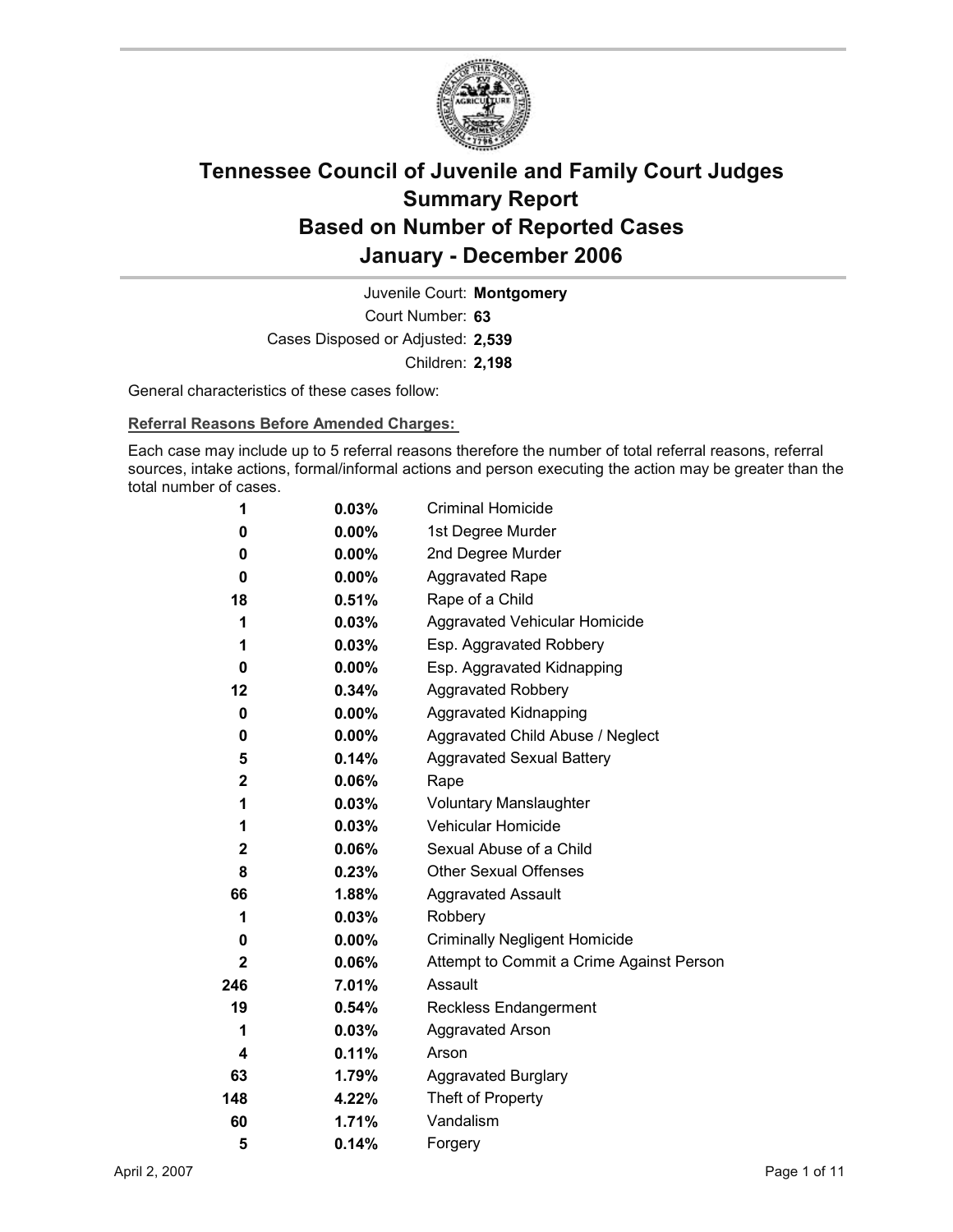# Tennessee Council of Juvenile and Family Court Judges
## Summary Report
## Based on Number of Reported Cases
## January - December 2006

Juvenile Court: **Montgomery**
Court Number: **63**
Cases Disposed or Adjusted: **2,539**
Children: **2,198**

General characteristics of these cases follow:

**Referral Reasons Before Amended Charges:**

Each case may include up to 5 referral reasons therefore the number of total referral reasons, referral sources, intake actions, formal/informal actions and person executing the action may be greater than the total number of cases.

| Count | Percent | Referral Reason |
|---|---|---|
| **1** | **0.03%** | Criminal Homicide |
| **0** | **0.00%** | 1st Degree Murder |
| **0** | **0.00%** | 2nd Degree Murder |
| **0** | **0.00%** | Aggravated Rape |
| **18** | **0.51%** | Rape of a Child |
| **1** | **0.03%** | Aggravated Vehicular Homicide |
| **1** | **0.03%** | Esp. Aggravated Robbery |
| **0** | **0.00%** | Esp. Aggravated Kidnapping |
| **12** | **0.34%** | Aggravated Robbery |
| **0** | **0.00%** | Aggravated Kidnapping |
| **0** | **0.00%** | Aggravated Child Abuse / Neglect |
| **5** | **0.14%** | Aggravated Sexual Battery |
| **2** | **0.06%** | Rape |
| **1** | **0.03%** | Voluntary Manslaughter |
| **1** | **0.03%** | Vehicular Homicide |
| **2** | **0.06%** | Sexual Abuse of a Child |
| **8** | **0.23%** | Other Sexual Offenses |
| **66** | **1.88%** | Aggravated Assault |
| **1** | **0.03%** | Robbery |
| **0** | **0.00%** | Criminally Negligent Homicide |
| **2** | **0.06%** | Attempt to Commit a Crime Against Person |
| **246** | **7.01%** | Assault |
| **19** | **0.54%** | Reckless Endangerment |
| **1** | **0.03%** | Aggravated Arson |
| **4** | **0.11%** | Arson |
| **63** | **1.79%** | Aggravated Burglary |
| **148** | **4.22%** | Theft of Property |
| **60** | **1.71%** | Vandalism |
| **5** | **0.14%** | Forgery |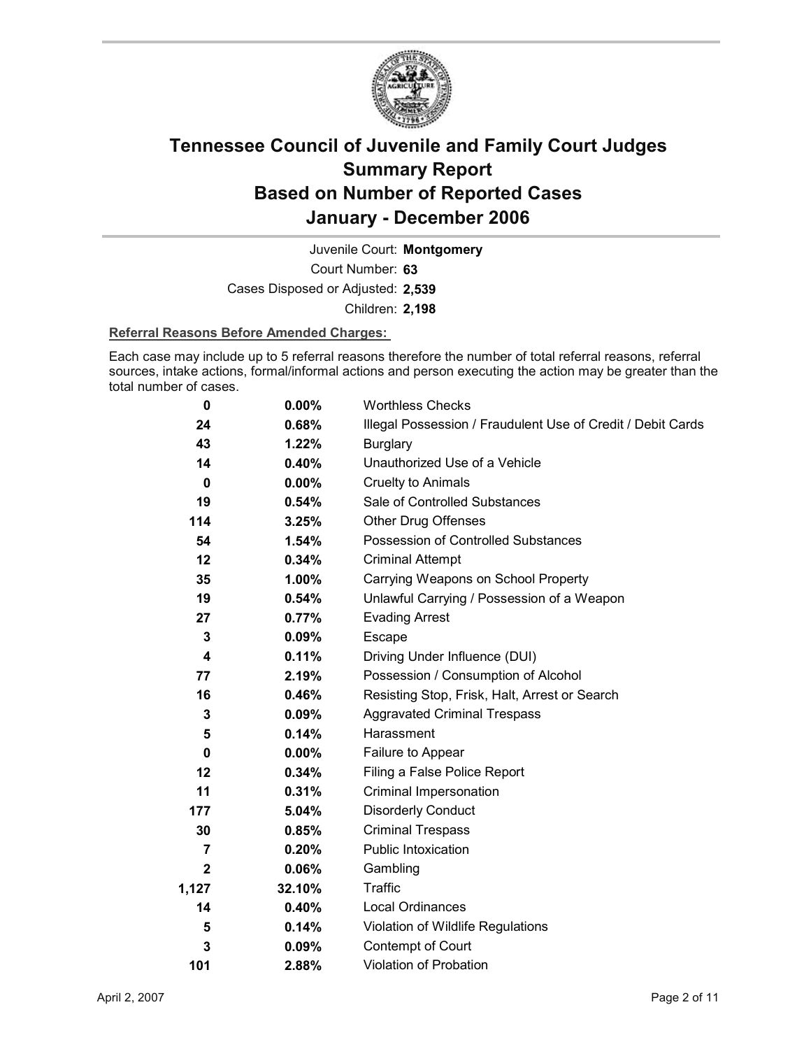# Tennessee Council of Juvenile and Family Court Judges Summary Report Based on Number of Reported Cases January - December 2006

Juvenile Court: **Montgomery**

Court Number: **63**

Cases Disposed or Adjusted: **2,539**

Children: **2,198**

**Referral Reasons Before Amended Charges:**

Each case may include up to 5 referral reasons therefore the number of total referral reasons, referral sources, intake actions, formal/informal actions and person executing the action may be greater than the total number of cases.

| Count | Percent | Referral Reason |
|---|---|---|
| **0** | **0.00%** | Worthless Checks |
| **24** | **0.68%** | Illegal Possession / Fraudulent Use of Credit / Debit Cards |
| **43** | **1.22%** | Burglary |
| **14** | **0.40%** | Unauthorized Use of a Vehicle |
| **0** | **0.00%** | Cruelty to Animals |
| **19** | **0.54%** | Sale of Controlled Substances |
| **114** | **3.25%** | Other Drug Offenses |
| **54** | **1.54%** | Possession of Controlled Substances |
| **12** | **0.34%** | Criminal Attempt |
| **35** | **1.00%** | Carrying Weapons on School Property |
| **19** | **0.54%** | Unlawful Carrying / Possession of a Weapon |
| **27** | **0.77%** | Evading Arrest |
| **3** | **0.09%** | Escape |
| **4** | **0.11%** | Driving Under Influence (DUI) |
| **77** | **2.19%** | Possession / Consumption of Alcohol |
| **16** | **0.46%** | Resisting Stop, Frisk, Halt, Arrest or Search |
| **3** | **0.09%** | Aggravated Criminal Trespass |
| **5** | **0.14%** | Harassment |
| **0** | **0.00%** | Failure to Appear |
| **12** | **0.34%** | Filing a False Police Report |
| **11** | **0.31%** | Criminal Impersonation |
| **177** | **5.04%** | Disorderly Conduct |
| **30** | **0.85%** | Criminal Trespass |
| **7** | **0.20%** | Public Intoxication |
| **2** | **0.06%** | Gambling |
| **1,127** | **32.10%** | Traffic |
| **14** | **0.40%** | Local Ordinances |
| **5** | **0.14%** | Violation of Wildlife Regulations |
| **3** | **0.09%** | Contempt of Court |
| **101** | **2.88%** | Violation of Probation |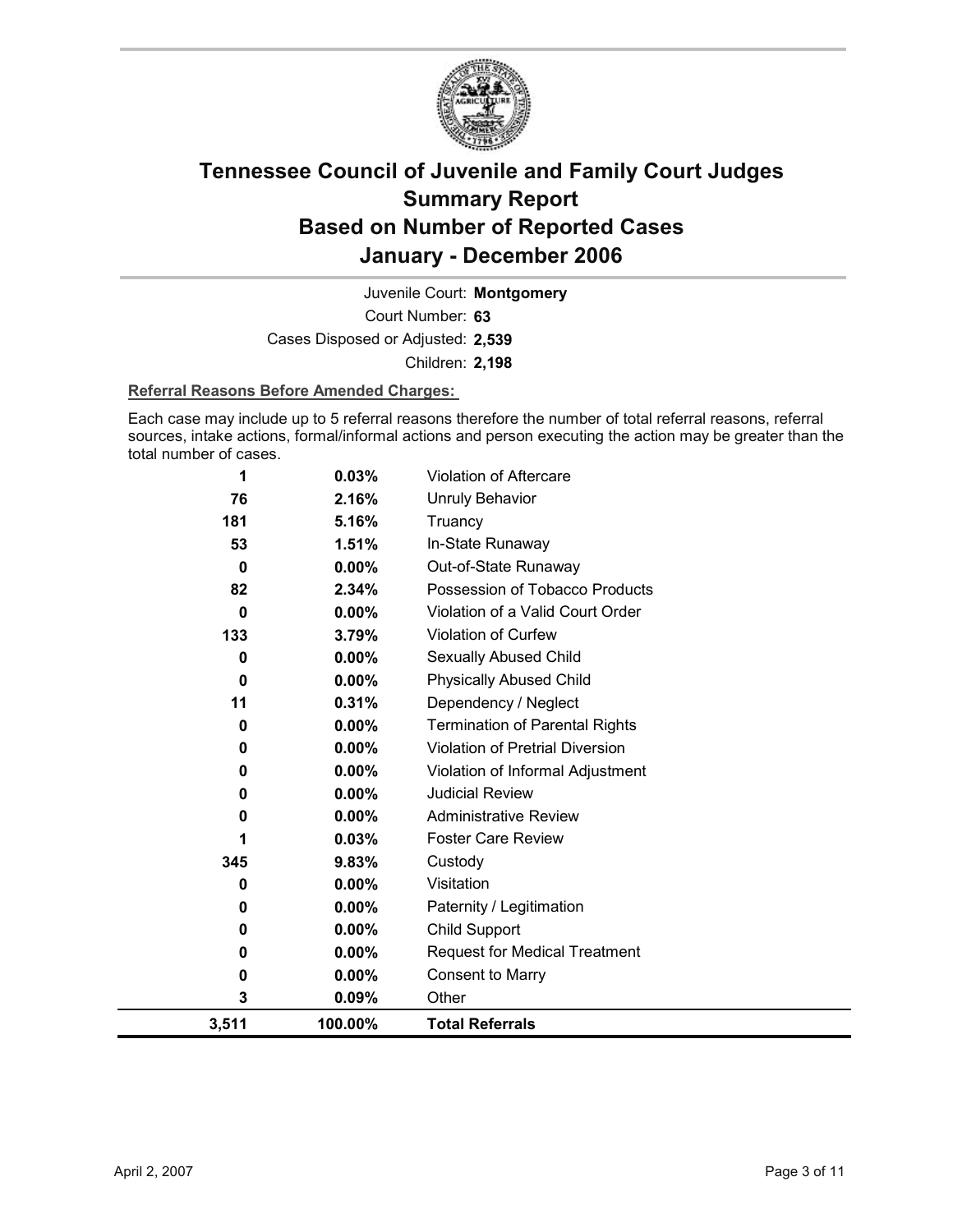# Tennessee Council of Juvenile and Family Court Judges Summary Report Based on Number of Reported Cases January - December 2006

Juvenile Court: **Montgomery**

Court Number: **63**

Cases Disposed or Adjusted: **2,539**

Children: **2,198**

**Referral Reasons Before Amended Charges:**

Each case may include up to 5 referral reasons therefore the number of total referral reasons, referral sources, intake actions, formal/informal actions and person executing the action may be greater than the total number of cases.

| Count | Percent | Referral Reason |
|---|---|---|
| 1 | 0.03% | Violation of Aftercare |
| 76 | 2.16% | Unruly Behavior |
| 181 | 5.16% | Truancy |
| 53 | 1.51% | In-State Runaway |
| 0 | 0.00% | Out-of-State Runaway |
| 82 | 2.34% | Possession of Tobacco Products |
| 0 | 0.00% | Violation of a Valid Court Order |
| 133 | 3.79% | Violation of Curfew |
| 0 | 0.00% | Sexually Abused Child |
| 0 | 0.00% | Physically Abused Child |
| 11 | 0.31% | Dependency / Neglect |
| 0 | 0.00% | Termination of Parental Rights |
| 0 | 0.00% | Violation of Pretrial Diversion |
| 0 | 0.00% | Violation of Informal Adjustment |
| 0 | 0.00% | Judicial Review |
| 0 | 0.00% | Administrative Review |
| 1 | 0.03% | Foster Care Review |
| 345 | 9.83% | Custody |
| 0 | 0.00% | Visitation |
| 0 | 0.00% | Paternity / Legitimation |
| 0 | 0.00% | Child Support |
| 0 | 0.00% | Request for Medical Treatment |
| 0 | 0.00% | Consent to Marry |
| 3 | 0.09% | Other |
| **3,511** | **100.00%** | **Total Referrals** |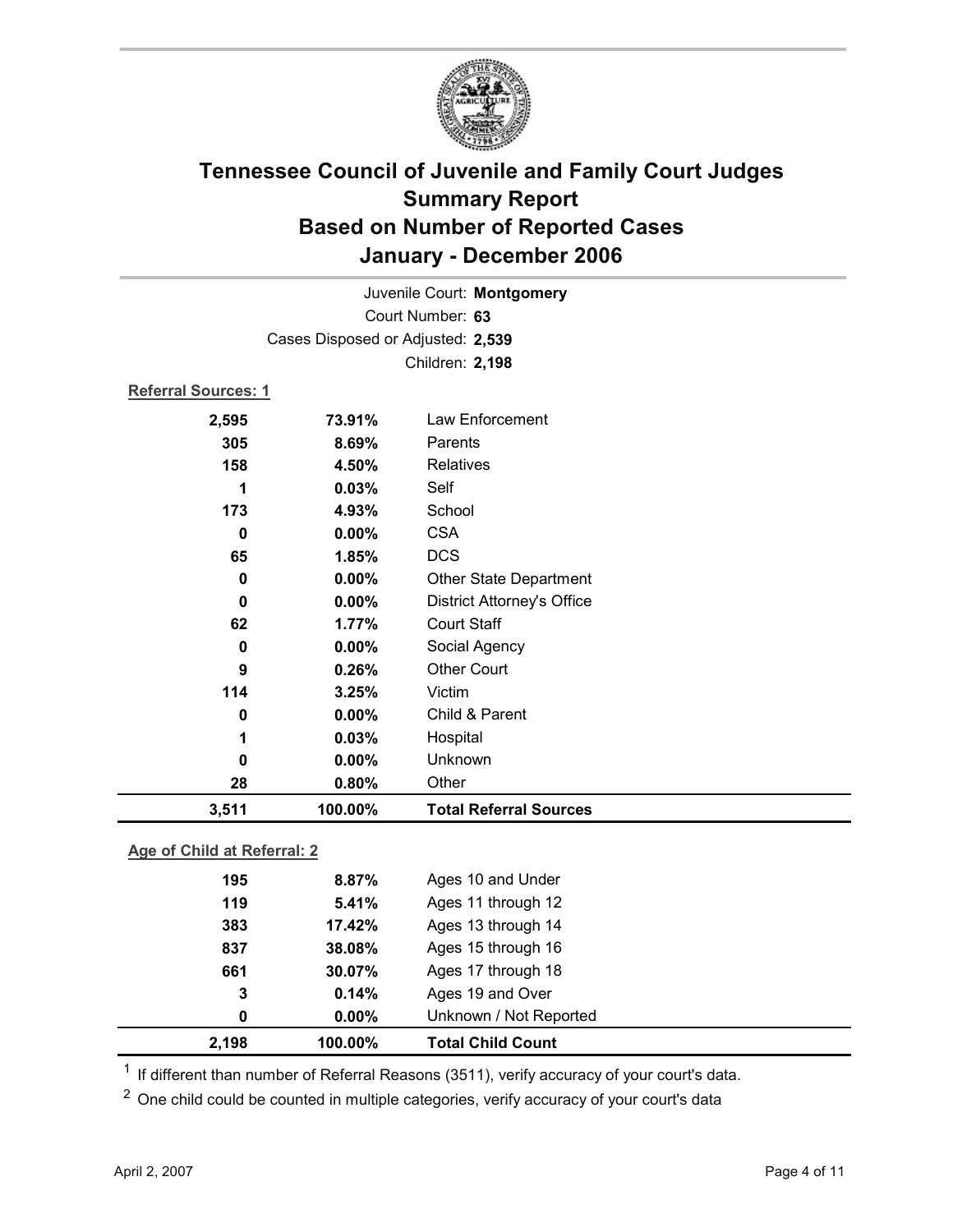# Tennessee Council of Juvenile and Family Court Judges
## Summary Report
## Based on Number of Reported Cases
## January - December 2006

Juvenile Court: **Montgomery**

Court Number: **63**

Cases Disposed or Adjusted: **2,539**

Children: **2,198**

**Referral Sources: 1**

| | | |
|---|---|---|
| 2,595 | 73.91% | Law Enforcement |
| 305 | 8.69% | Parents |
| 158 | 4.50% | Relatives |
| 1 | 0.03% | Self |
| 173 | 4.93% | School |
| 0 | 0.00% | CSA |
| 65 | 1.85% | DCS |
| 0 | 0.00% | Other State Department |
| 0 | 0.00% | District Attorney's Office |
| 62 | 1.77% | Court Staff |
| 0 | 0.00% | Social Agency |
| 9 | 0.26% | Other Court |
| 114 | 3.25% | Victim |
| 0 | 0.00% | Child & Parent |
| 1 | 0.03% | Hospital |
| 0 | 0.00% | Unknown |
| 28 | 0.80% | Other |
| **3,511** | **100.00%** | **Total Referral Sources** |

**Age of Child at Referral: 2**

| | | |
|---|---|---|
| 195 | 8.87% | Ages 10 and Under |
| 119 | 5.41% | Ages 11 through 12 |
| 383 | 17.42% | Ages 13 through 14 |
| 837 | 38.08% | Ages 15 through 16 |
| 661 | 30.07% | Ages 17 through 18 |
| 3 | 0.14% | Ages 19 and Over |
| 0 | 0.00% | Unknown / Not Reported |
| **2,198** | **100.00%** | **Total Child Count** |

[1] If different than number of Referral Reasons (3511), verify accuracy of your court's data.

[2] One child could be counted in multiple categories, verify accuracy of your court's data

April 2, 2007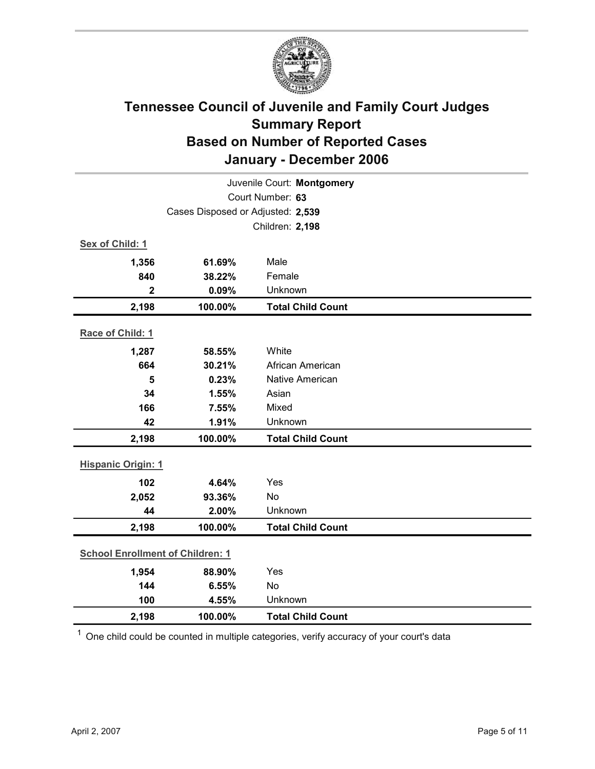# Tennessee Council of Juvenile and Family Court Judges
## Summary Report
## Based on Number of Reported Cases
## January - December 2006

Juvenile Court: **Montgomery**
Court Number: **63**
Cases Disposed or Adjusted: **2,539**
Children: **2,198**

**Sex of Child: 1**

| Count | Percent | Category |
|---|---|---|
| 1,356 | 61.69% | Male |
| 840 | 38.22% | Female |
| 2 | 0.09% | Unknown |
| **2,198** | **100.00%** | **Total Child Count** |

**Race of Child: 1**

| Count | Percent | Category |
|---|---|---|
| 1,287 | 58.55% | White |
| 664 | 30.21% | African American |
| 5 | 0.23% | Native American |
| 34 | 1.55% | Asian |
| 166 | 7.55% | Mixed |
| 42 | 1.91% | Unknown |
| **2,198** | **100.00%** | **Total Child Count** |

**Hispanic Origin: 1**

| Count | Percent | Category |
|---|---|---|
| 102 | 4.64% | Yes |
| 2,052 | 93.36% | No |
| 44 | 2.00% | Unknown |
| **2,198** | **100.00%** | **Total Child Count** |

**School Enrollment of Children: 1**

| Count | Percent | Category |
|---|---|---|
| 1,954 | 88.90% | Yes |
| 144 | 6.55% | No |
| 100 | 4.55% | Unknown |
| **2,198** | **100.00%** | **Total Child Count** |

[1] One child could be counted in multiple categories, verify accuracy of your court's data

April 2, 2007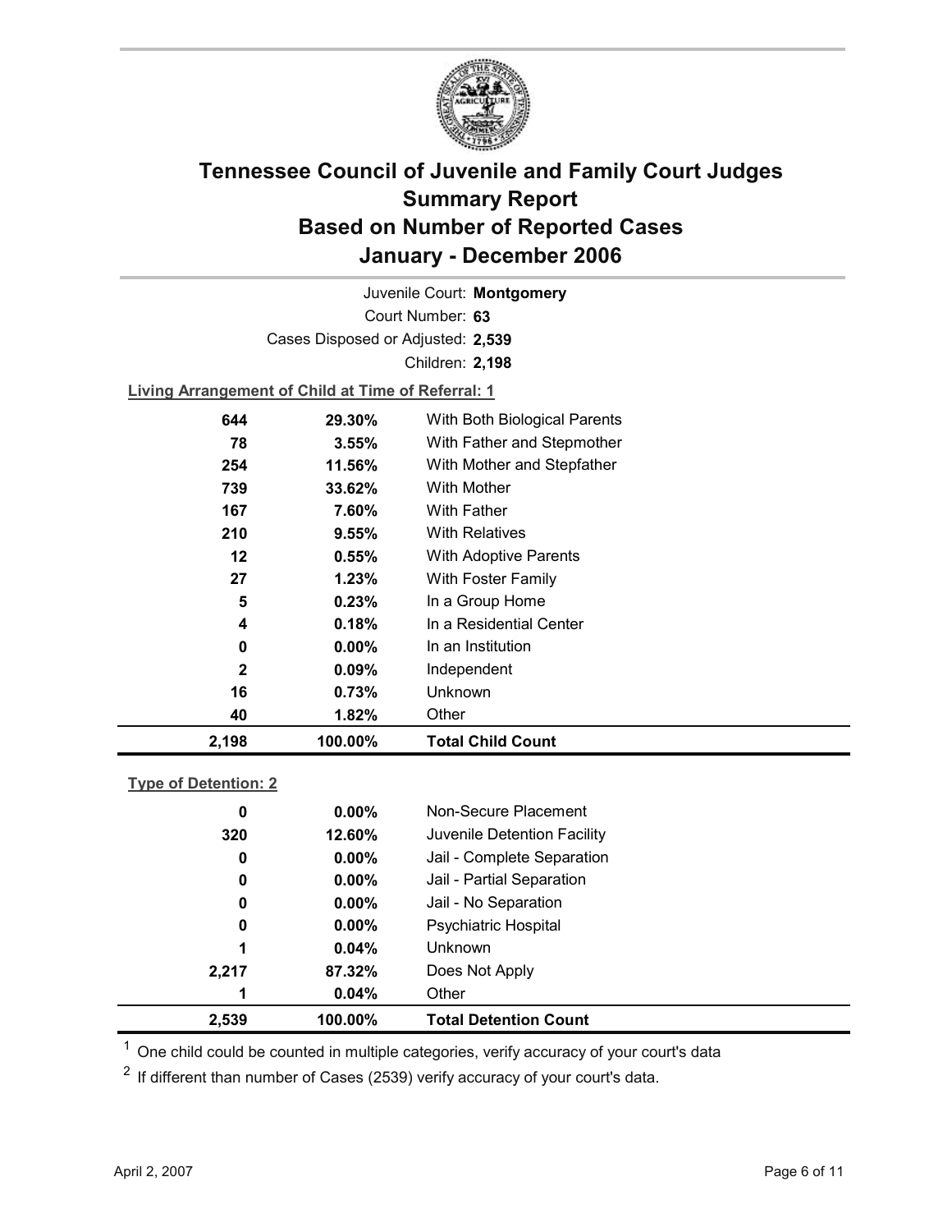# Tennessee Council of Juvenile and Family Court Judges
## Summary Report
## Based on Number of Reported Cases
## January - December 2006

Juvenile Court: **Montgomery**
Court Number: **63**
Cases Disposed or Adjusted: **2,539**
Children: **2,198**

**Living Arrangement of Child at Time of Referral: 1**

| Count | Percent | Category |
|---|---|---|
| 644 | 29.30% | With Both Biological Parents |
| 78 | 3.55% | With Father and Stepmother |
| 254 | 11.56% | With Mother and Stepfather |
| 739 | 33.62% | With Mother |
| 167 | 7.60% | With Father |
| 210 | 9.55% | With Relatives |
| 12 | 0.55% | With Adoptive Parents |
| 27 | 1.23% | With Foster Family |
| 5 | 0.23% | In a Group Home |
| 4 | 0.18% | In a Residential Center |
| 0 | 0.00% | In an Institution |
| 2 | 0.09% | Independent |
| 16 | 0.73% | Unknown |
| 40 | 1.82% | Other |
| **2,198** | **100.00%** | **Total Child Count** |

**Type of Detention: 2**

| Count | Percent | Category |
|---|---|---|
| 0 | 0.00% | Non-Secure Placement |
| 320 | 12.60% | Juvenile Detention Facility |
| 0 | 0.00% | Jail - Complete Separation |
| 0 | 0.00% | Jail - Partial Separation |
| 0 | 0.00% | Jail - No Separation |
| 0 | 0.00% | Psychiatric Hospital |
| 1 | 0.04% | Unknown |
| 2,217 | 87.32% | Does Not Apply |
| 1 | 0.04% | Other |
| **2,539** | **100.00%** | **Total Detention Count** |

[1] One child could be counted in multiple categories, verify accuracy of your court's data

[2] If different than number of Cases (2539) verify accuracy of your court's data.

April 2, 2007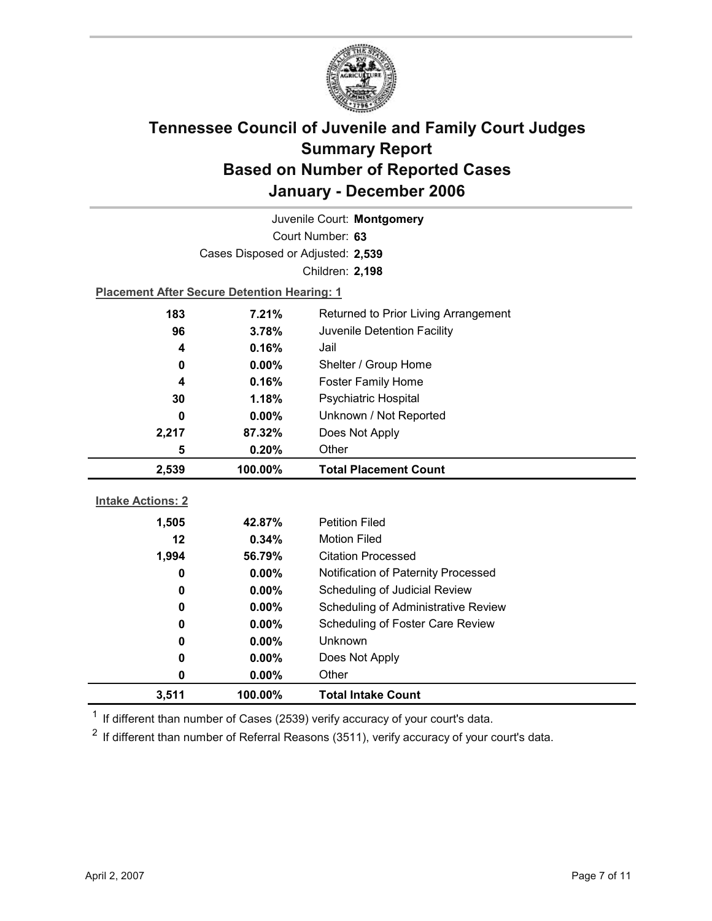# Tennessee Council of Juvenile and Family Court Judges
# Summary Report
# Based on Number of Reported Cases
# January - December 2006

Juvenile Court: **Montgomery**

Court Number: **63**

Cases Disposed or Adjusted: **2,539**

Children: **2,198**

**Placement After Secure Detention Hearing: 1**

| Count | Percent | Placement |
|---|---|---|
| 183 | 7.21% | Returned to Prior Living Arrangement |
| 96 | 3.78% | Juvenile Detention Facility |
| 4 | 0.16% | Jail |
| 0 | 0.00% | Shelter / Group Home |
| 4 | 0.16% | Foster Family Home |
| 30 | 1.18% | Psychiatric Hospital |
| 0 | 0.00% | Unknown / Not Reported |
| 2,217 | 87.32% | Does Not Apply |
| 5 | 0.20% | Other |
| **2,539** | **100.00%** | **Total Placement Count** |

**Intake Actions: 2**

| Count | Percent | Intake Action |
|---|---|---|
| 1,505 | 42.87% | Petition Filed |
| 12 | 0.34% | Motion Filed |
| 1,994 | 56.79% | Citation Processed |
| 0 | 0.00% | Notification of Paternity Processed |
| 0 | 0.00% | Scheduling of Judicial Review |
| 0 | 0.00% | Scheduling of Administrative Review |
| 0 | 0.00% | Scheduling of Foster Care Review |
| 0 | 0.00% | Unknown |
| 0 | 0.00% | Does Not Apply |
| 0 | 0.00% | Other |
| **3,511** | **100.00%** | **Total Intake Count** |

[1] If different than number of Cases (2539) verify accuracy of your court's data.

[2] If different than number of Referral Reasons (3511), verify accuracy of your court's data.

April 2, 2007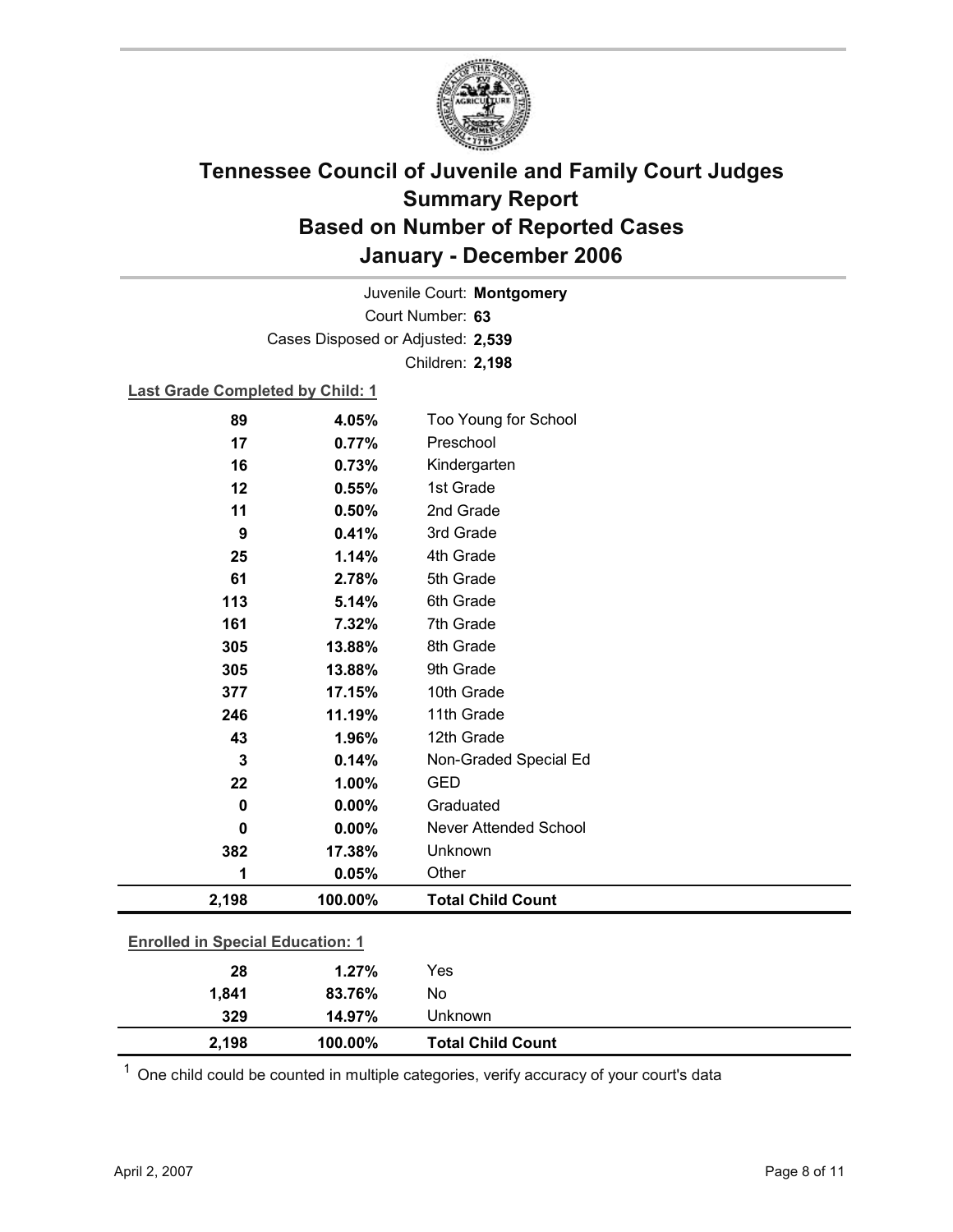# Tennessee Council of Juvenile and Family Court Judges
## Summary Report
## Based on Number of Reported Cases
## January - December 2006

Juvenile Court: **Montgomery**
Court Number: **63**
Cases Disposed or Adjusted: **2,539**
Children: **2,198**

**Last Grade Completed by Child: 1**

| Count | Percent | Category |
|---|---|---|
| 89 | 4.05% | Too Young for School |
| 17 | 0.77% | Preschool |
| 16 | 0.73% | Kindergarten |
| 12 | 0.55% | 1st Grade |
| 11 | 0.50% | 2nd Grade |
| 9 | 0.41% | 3rd Grade |
| 25 | 1.14% | 4th Grade |
| 61 | 2.78% | 5th Grade |
| 113 | 5.14% | 6th Grade |
| 161 | 7.32% | 7th Grade |
| 305 | 13.88% | 8th Grade |
| 305 | 13.88% | 9th Grade |
| 377 | 17.15% | 10th Grade |
| 246 | 11.19% | 11th Grade |
| 43 | 1.96% | 12th Grade |
| 3 | 0.14% | Non-Graded Special Ed |
| 22 | 1.00% | GED |
| 0 | 0.00% | Graduated |
| 0 | 0.00% | Never Attended School |
| 382 | 17.38% | Unknown |
| 1 | 0.05% | Other |
| **2,198** | **100.00%** | **Total Child Count** |

**Enrolled in Special Education: 1**

| Count | Percent | Category |
|---|---|---|
| 28 | 1.27% | Yes |
| 1,841 | 83.76% | No |
| 329 | 14.97% | Unknown |
| **2,198** | **100.00%** | **Total Child Count** |

[1] One child could be counted in multiple categories, verify accuracy of your court's data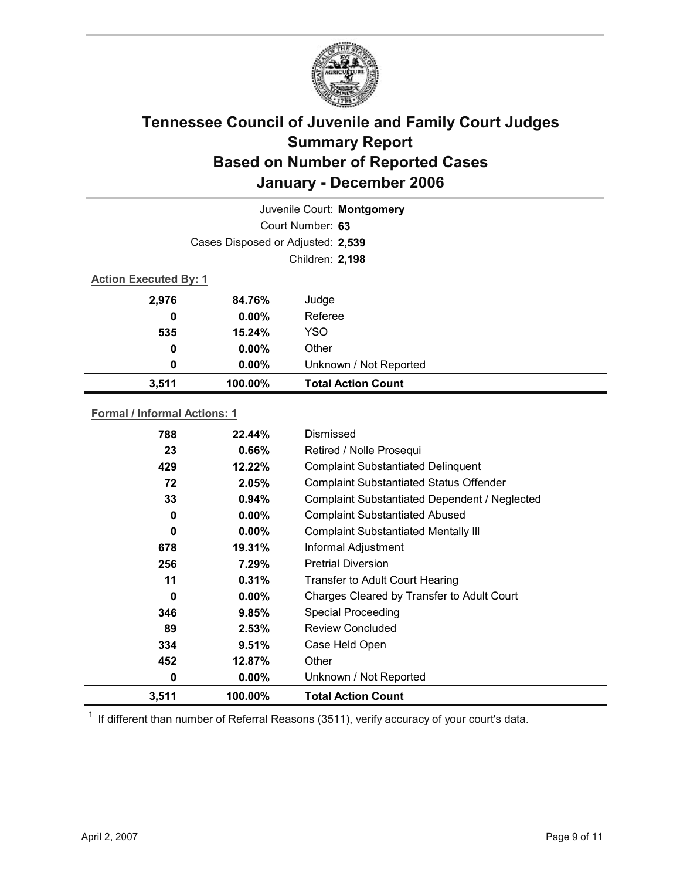# Tennessee Council of Juvenile and Family Court Judges
## Summary Report
## Based on Number of Reported Cases
## January - December 2006

Juvenile Court: **Montgomery**

Court Number: **63**

Cases Disposed or Adjusted: **2,539**

Children: **2,198**

**Action Executed By: 1**

| | | |
|---|---|---|
| **2,976** | **84.76%** | Judge |
| **0** | **0.00%** | Referee |
| **535** | **15.24%** | YSO |
| **0** | **0.00%** | Other |
| **0** | **0.00%** | Unknown / Not Reported |
| **3,511** | **100.00%** | **Total Action Count** |

**Formal / Informal Actions: 1**

| | | |
|---|---|---|
| **788** | **22.44%** | Dismissed |
| **23** | **0.66%** | Retired / Nolle Prosequi |
| **429** | **12.22%** | Complaint Substantiated Delinquent |
| **72** | **2.05%** | Complaint Substantiated Status Offender |
| **33** | **0.94%** | Complaint Substantiated Dependent / Neglected |
| **0** | **0.00%** | Complaint Substantiated Abused |
| **0** | **0.00%** | Complaint Substantiated Mentally Ill |
| **678** | **19.31%** | Informal Adjustment |
| **256** | **7.29%** | Pretrial Diversion |
| **11** | **0.31%** | Transfer to Adult Court Hearing |
| **0** | **0.00%** | Charges Cleared by Transfer to Adult Court |
| **346** | **9.85%** | Special Proceeding |
| **89** | **2.53%** | Review Concluded |
| **334** | **9.51%** | Case Held Open |
| **452** | **12.87%** | Other |
| **0** | **0.00%** | Unknown / Not Reported |
| **3,511** | **100.00%** | **Total Action Count** |

[1] If different than number of Referral Reasons (3511), verify accuracy of your court's data.

April 2, 2007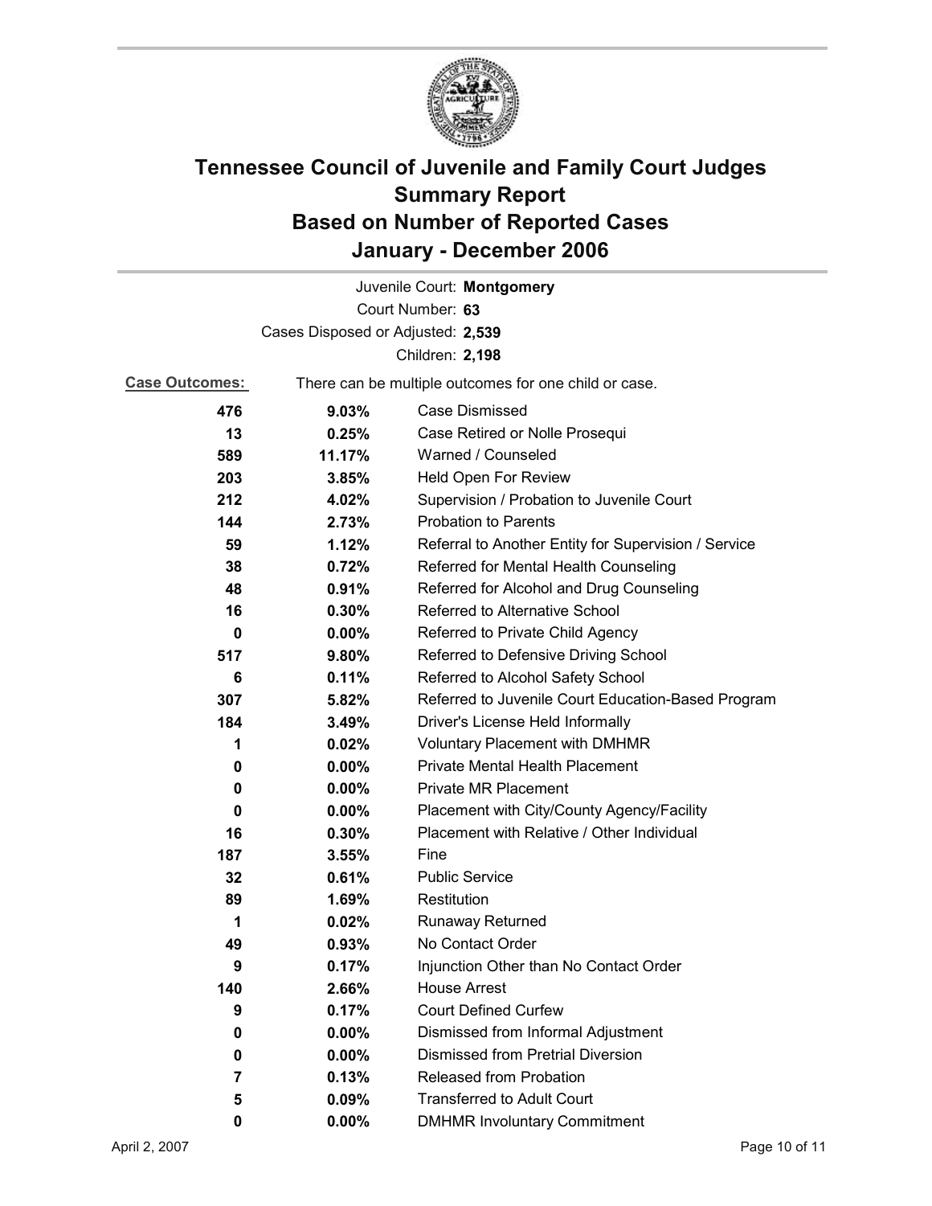# Tennessee Council of Juvenile and Family Court Judges
## Summary Report
## Based on Number of Reported Cases
## January - December 2006

Juvenile Court: **Montgomery**

Court Number: **63**

Cases Disposed or Adjusted: **2,539**

Children: **2,198**

**Case Outcomes:** There can be multiple outcomes for one child or case.

| | | |
|---|---|---|
| 476 | 9.03% | Case Dismissed |
| 13 | 0.25% | Case Retired or Nolle Prosequi |
| 589 | 11.17% | Warned / Counseled |
| 203 | 3.85% | Held Open For Review |
| 212 | 4.02% | Supervision / Probation to Juvenile Court |
| 144 | 2.73% | Probation to Parents |
| 59 | 1.12% | Referral to Another Entity for Supervision / Service |
| 38 | 0.72% | Referred for Mental Health Counseling |
| 48 | 0.91% | Referred for Alcohol and Drug Counseling |
| 16 | 0.30% | Referred to Alternative School |
| 0 | 0.00% | Referred to Private Child Agency |
| 517 | 9.80% | Referred to Defensive Driving School |
| 6 | 0.11% | Referred to Alcohol Safety School |
| 307 | 5.82% | Referred to Juvenile Court Education-Based Program |
| 184 | 3.49% | Driver's License Held Informally |
| 1 | 0.02% | Voluntary Placement with DMHMR |
| 0 | 0.00% | Private Mental Health Placement |
| 0 | 0.00% | Private MR Placement |
| 0 | 0.00% | Placement with City/County Agency/Facility |
| 16 | 0.30% | Placement with Relative / Other Individual |
| 187 | 3.55% | Fine |
| 32 | 0.61% | Public Service |
| 89 | 1.69% | Restitution |
| 1 | 0.02% | Runaway Returned |
| 49 | 0.93% | No Contact Order |
| 9 | 0.17% | Injunction Other than No Contact Order |
| 140 | 2.66% | House Arrest |
| 9 | 0.17% | Court Defined Curfew |
| 0 | 0.00% | Dismissed from Informal Adjustment |
| 0 | 0.00% | Dismissed from Pretrial Diversion |
| 7 | 0.13% | Released from Probation |
| 5 | 0.09% | Transferred to Adult Court |
| 0 | 0.00% | DMHMR Involuntary Commitment |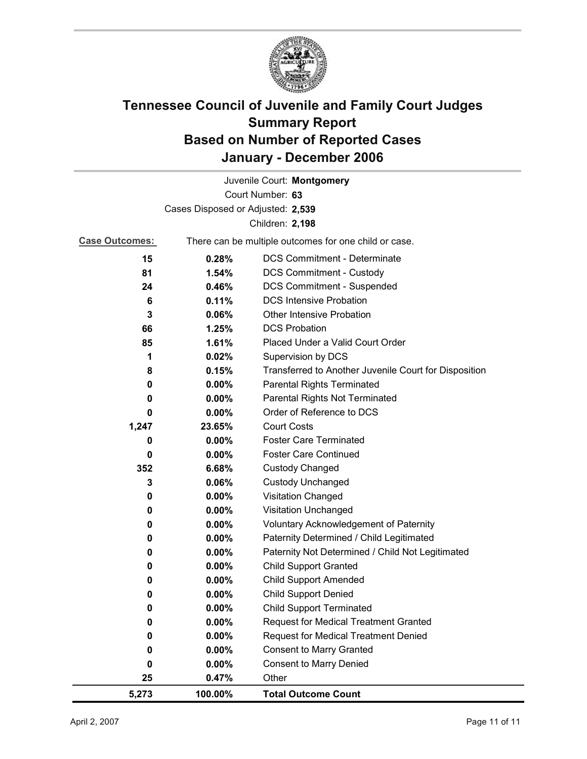# Tennessee Council of Juvenile and Family Court Judges
# Summary Report
# Based on Number of Reported Cases
# January - December 2006

Juvenile Court: **Montgomery**

Court Number: **63**

Cases Disposed or Adjusted: **2,539**

Children: **2,198**

**Case Outcomes:** There can be multiple outcomes for one child or case.

| | | |
|---|---|---|
| 15 | 0.28% | DCS Commitment - Determinate |
| 81 | 1.54% | DCS Commitment - Custody |
| 24 | 0.46% | DCS Commitment - Suspended |
| 6 | 0.11% | DCS Intensive Probation |
| 3 | 0.06% | Other Intensive Probation |
| 66 | 1.25% | DCS Probation |
| 85 | 1.61% | Placed Under a Valid Court Order |
| 1 | 0.02% | Supervision by DCS |
| 8 | 0.15% | Transferred to Another Juvenile Court for Disposition |
| 0 | 0.00% | Parental Rights Terminated |
| 0 | 0.00% | Parental Rights Not Terminated |
| 0 | 0.00% | Order of Reference to DCS |
| 1,247 | 23.65% | Court Costs |
| 0 | 0.00% | Foster Care Terminated |
| 0 | 0.00% | Foster Care Continued |
| 352 | 6.68% | Custody Changed |
| 3 | 0.06% | Custody Unchanged |
| 0 | 0.00% | Visitation Changed |
| 0 | 0.00% | Visitation Unchanged |
| 0 | 0.00% | Voluntary Acknowledgement of Paternity |
| 0 | 0.00% | Paternity Determined / Child Legitimated |
| 0 | 0.00% | Paternity Not Determined / Child Not Legitimated |
| 0 | 0.00% | Child Support Granted |
| 0 | 0.00% | Child Support Amended |
| 0 | 0.00% | Child Support Denied |
| 0 | 0.00% | Child Support Terminated |
| 0 | 0.00% | Request for Medical Treatment Granted |
| 0 | 0.00% | Request for Medical Treatment Denied |
| 0 | 0.00% | Consent to Marry Granted |
| 0 | 0.00% | Consent to Marry Denied |
| 25 | 0.47% | Other |
| **5,273** | **100.00%** | **Total Outcome Count** |

April 2, 2007